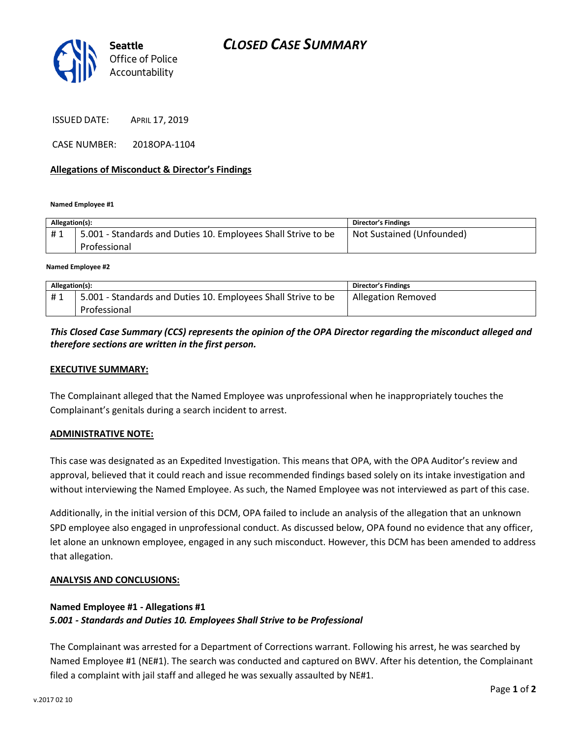Seattle Office of Police Accountability

# CLOSED CASE SUMMARY

ISSUED DATE: APRIL 17, 2019

CASE NUMBER: 2018OPA-1104

## Allegations of Misconduct & Director's Findings

**Named Employee #1**

| Allegation(s): | | Director's Findings |
|---|---|---|
| # 1 | 5.001 - Standards and Duties 10. Employees Shall Strive to be Professional | Not Sustained (Unfounded) |

**Named Employee #2**

| Allegation(s): | | Director's Findings |
|---|---|---|
| # 1 | 5.001 - Standards and Duties 10. Employees Shall Strive to be Professional | Allegation Removed |

***This Closed Case Summary (CCS) represents the opinion of the OPA Director regarding the misconduct alleged and therefore sections are written in the first person.***

### EXECUTIVE SUMMARY:

The Complainant alleged that the Named Employee was unprofessional when he inappropriately touches the Complainant's genitals during a search incident to arrest.

### ADMINISTRATIVE NOTE:

This case was designated as an Expedited Investigation. This means that OPA, with the OPA Auditor's review and approval, believed that it could reach and issue recommended findings based solely on its intake investigation and without interviewing the Named Employee. As such, the Named Employee was not interviewed as part of this case.

Additionally, in the initial version of this DCM, OPA failed to include an analysis of the allegation that an unknown SPD employee also engaged in unprofessional conduct. As discussed below, OPA found no evidence that any officer, let alone an unknown employee, engaged in any such misconduct. However, this DCM has been amended to address that allegation.

### ANALYSIS AND CONCLUSIONS:

**Named Employee #1 - Allegations #1**
***5.001 - Standards and Duties 10. Employees Shall Strive to be Professional***

The Complainant was arrested for a Department of Corrections warrant. Following his arrest, he was searched by Named Employee #1 (NE#1). The search was conducted and captured on BWV. After his detention, the Complainant filed a complaint with jail staff and alleged he was sexually assaulted by NE#1.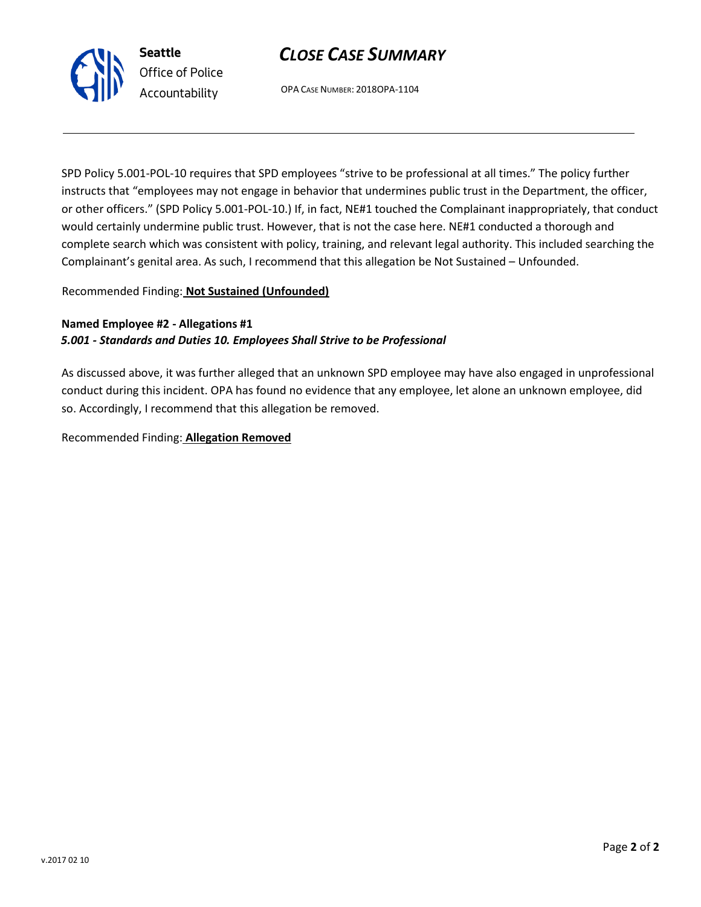SPD Policy 5.001-POL-10 requires that SPD employees "strive to be professional at all times." The policy further instructs that "employees may not engage in behavior that undermines public trust in the Department, the officer, or other officers." (SPD Policy 5.001-POL-10.) If, in fact, NE#1 touched the Complainant inappropriately, that conduct would certainly undermine public trust. However, that is not the case here. NE#1 conducted a thorough and complete search which was consistent with policy, training, and relevant legal authority. This included searching the Complainant's genital area. As such, I recommend that this allegation be Not Sustained – Unfounded.

Recommended Finding: **Not Sustained (Unfounded)**

**Named Employee #2 - Allegations #1**
***5.001 - Standards and Duties 10. Employees Shall Strive to be Professional***

As discussed above, it was further alleged that an unknown SPD employee may have also engaged in unprofessional conduct during this incident. OPA has found no evidence that any employee, let alone an unknown employee, did so. Accordingly, I recommend that this allegation be removed.

Recommended Finding: **Allegation Removed**